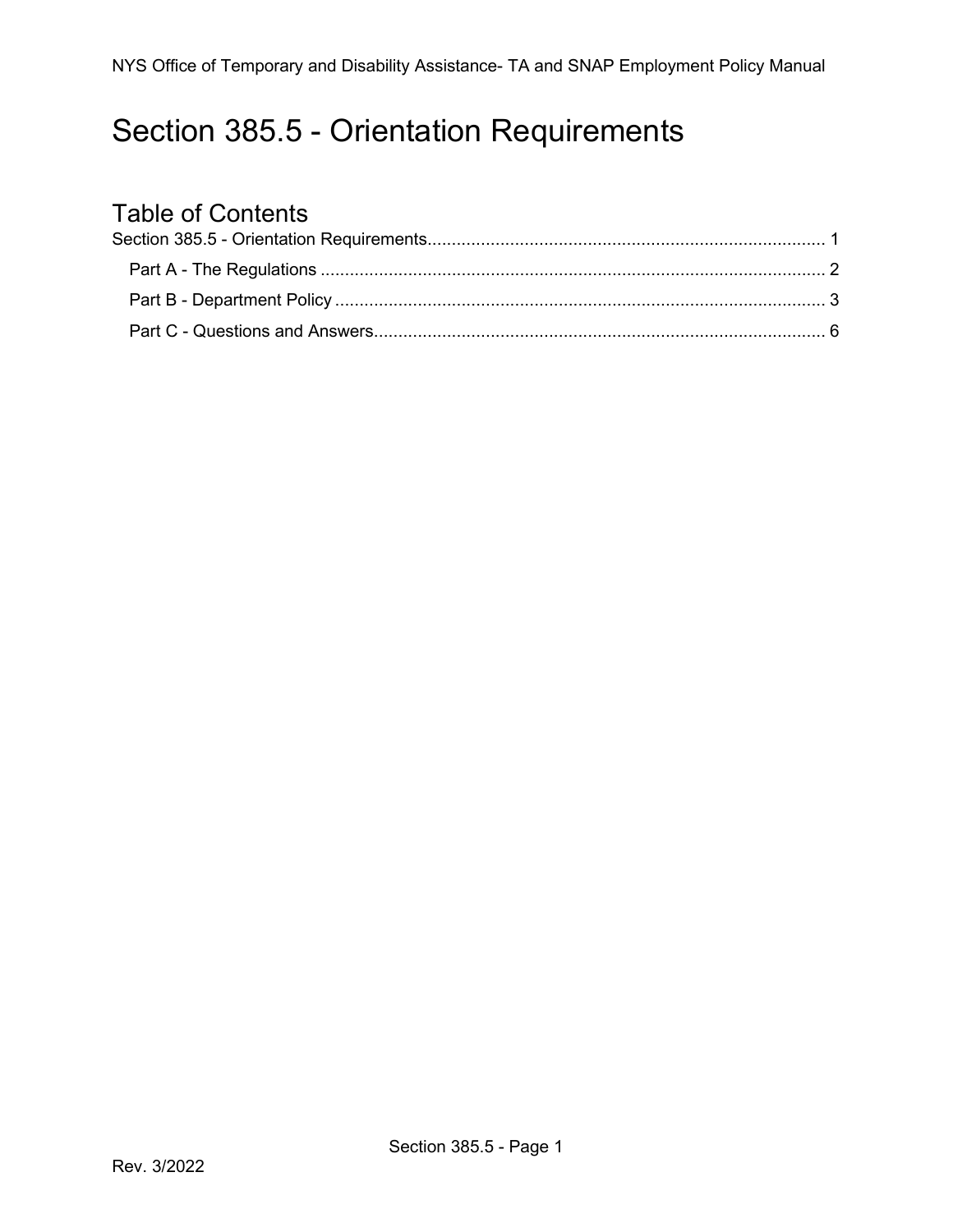# Section 385.5 - Orientation Requirements

## Table of Contents

Section 385.5 - Orientation Requirements.................................................................................. 1

- Part A - The Regulations ........................................................................................................ 2
- Part B - Department Policy ..................................................................................................... 3
- Part C - Questions and Answers............................................................................................ 6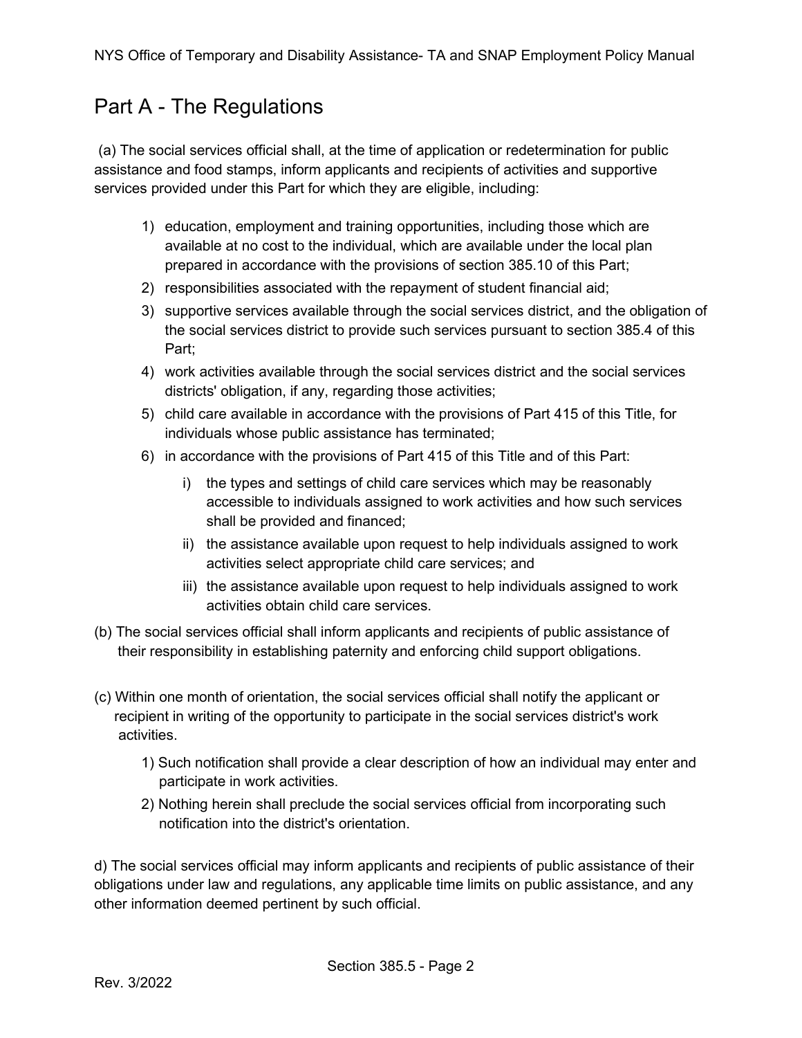# Part A - The Regulations

(a) The social services official shall, at the time of application or redetermination for public assistance and food stamps, inform applicants and recipients of activities and supportive services provided under this Part for which they are eligible, including:

1) education, employment and training opportunities, including those which are available at no cost to the individual, which are available under the local plan prepared in accordance with the provisions of section 385.10 of this Part;
2) responsibilities associated with the repayment of student financial aid;
3) supportive services available through the social services district, and the obligation of the social services district to provide such services pursuant to section 385.4 of this Part;
4) work activities available through the social services district and the social services districts' obligation, if any, regarding those activities;
5) child care available in accordance with the provisions of Part 415 of this Title, for individuals whose public assistance has terminated;
6) in accordance with the provisions of Part 415 of this Title and of this Part:
    i) the types and settings of child care services which may be reasonably accessible to individuals assigned to work activities and how such services shall be provided and financed;
    ii) the assistance available upon request to help individuals assigned to work activities select appropriate child care services; and
    iii) the assistance available upon request to help individuals assigned to work activities obtain child care services.

(b) The social services official shall inform applicants and recipients of public assistance of their responsibility in establishing paternity and enforcing child support obligations.

(c) Within one month of orientation, the social services official shall notify the applicant or recipient in writing of the opportunity to participate in the social services district's work activities.

1) Such notification shall provide a clear description of how an individual may enter and participate in work activities.
2) Nothing herein shall preclude the social services official from incorporating such notification into the district's orientation.

d) The social services official may inform applicants and recipients of public assistance of their obligations under law and regulations, any applicable time limits on public assistance, and any other information deemed pertinent by such official.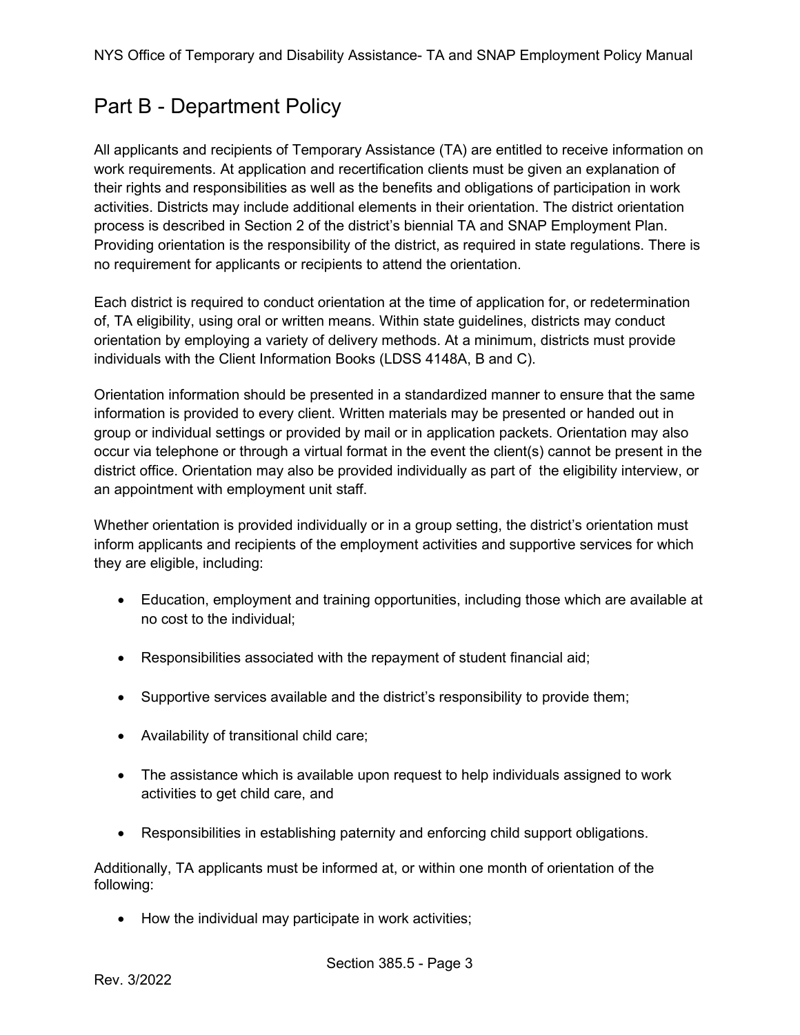# Part B - Department Policy

All applicants and recipients of Temporary Assistance (TA) are entitled to receive information on work requirements. At application and recertification clients must be given an explanation of their rights and responsibilities as well as the benefits and obligations of participation in work activities. Districts may include additional elements in their orientation. The district orientation process is described in Section 2 of the district's biennial TA and SNAP Employment Plan. Providing orientation is the responsibility of the district, as required in state regulations. There is no requirement for applicants or recipients to attend the orientation.

Each district is required to conduct orientation at the time of application for, or redetermination of, TA eligibility, using oral or written means. Within state guidelines, districts may conduct orientation by employing a variety of delivery methods. At a minimum, districts must provide individuals with the Client Information Books (LDSS 4148A, B and C).

Orientation information should be presented in a standardized manner to ensure that the same information is provided to every client. Written materials may be presented or handed out in group or individual settings or provided by mail or in application packets. Orientation may also occur via telephone or through a virtual format in the event the client(s) cannot be present in the district office. Orientation may also be provided individually as part of the eligibility interview, or an appointment with employment unit staff.

Whether orientation is provided individually or in a group setting, the district's orientation must inform applicants and recipients of the employment activities and supportive services for which they are eligible, including:

- Education, employment and training opportunities, including those which are available at no cost to the individual;
- Responsibilities associated with the repayment of student financial aid;
- Supportive services available and the district's responsibility to provide them;
- Availability of transitional child care;
- The assistance which is available upon request to help individuals assigned to work activities to get child care, and
- Responsibilities in establishing paternity and enforcing child support obligations.

Additionally, TA applicants must be informed at, or within one month of orientation of the following:

- How the individual may participate in work activities;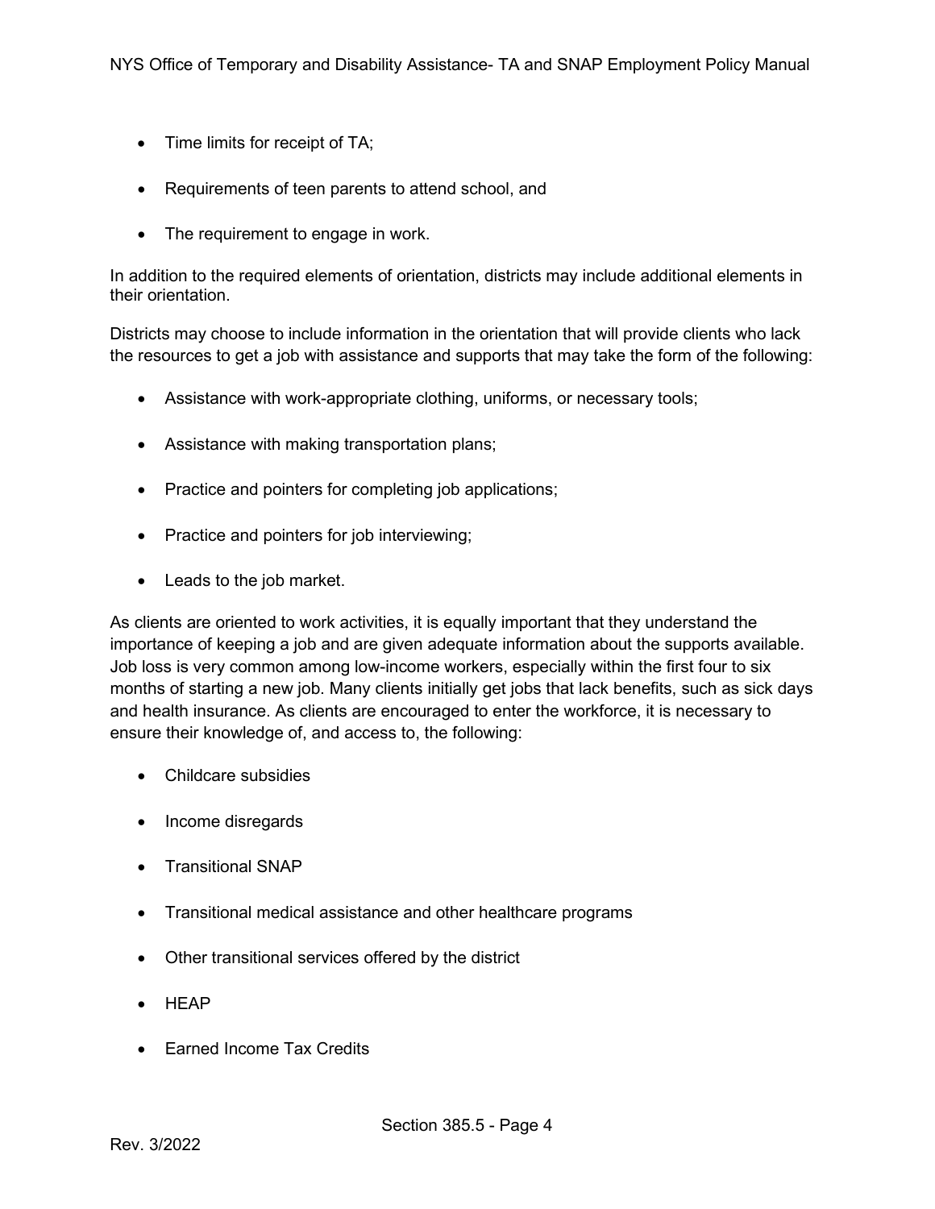- Time limits for receipt of TA;
- Requirements of teen parents to attend school, and
- The requirement to engage in work.

In addition to the required elements of orientation, districts may include additional elements in their orientation.

Districts may choose to include information in the orientation that will provide clients who lack the resources to get a job with assistance and supports that may take the form of the following:

- Assistance with work-appropriate clothing, uniforms, or necessary tools;
- Assistance with making transportation plans;
- Practice and pointers for completing job applications;
- Practice and pointers for job interviewing;
- Leads to the job market.

As clients are oriented to work activities, it is equally important that they understand the importance of keeping a job and are given adequate information about the supports available. Job loss is very common among low-income workers, especially within the first four to six months of starting a new job. Many clients initially get jobs that lack benefits, such as sick days and health insurance. As clients are encouraged to enter the workforce, it is necessary to ensure their knowledge of, and access to, the following:

- Childcare subsidies
- Income disregards
- Transitional SNAP
- Transitional medical assistance and other healthcare programs
- Other transitional services offered by the district
- HEAP
- Earned Income Tax Credits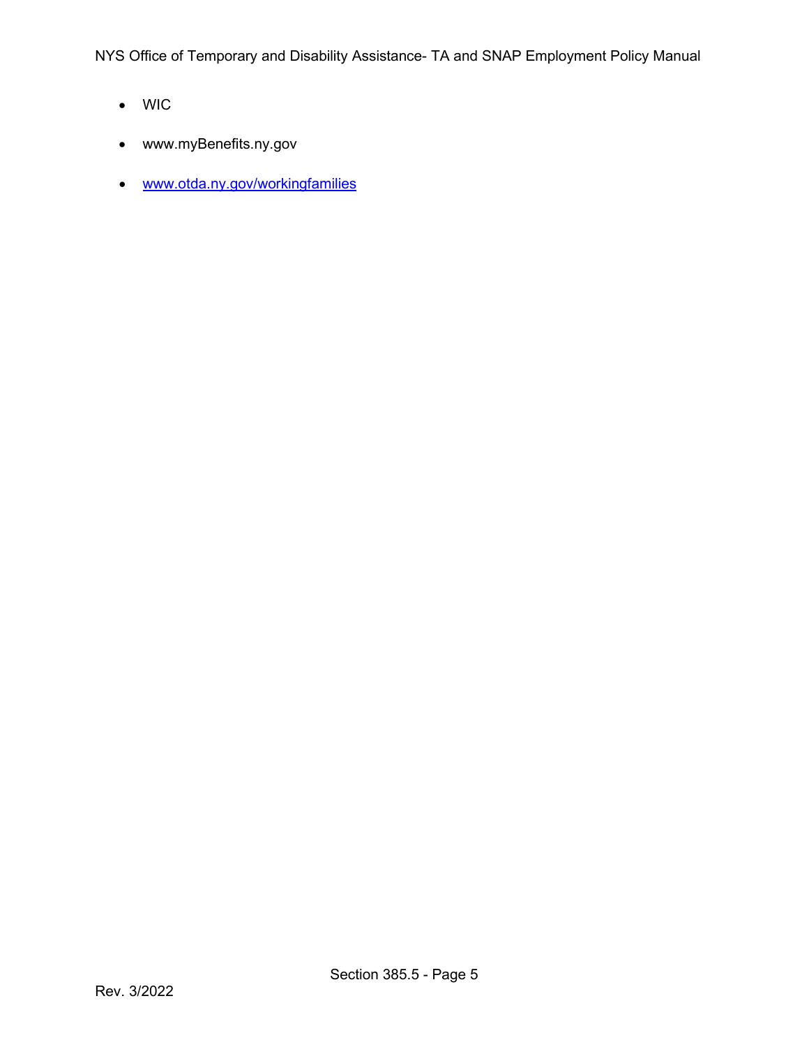- WIC
- www.myBenefits.ny.gov
- www.otda.ny.gov/workingfamilies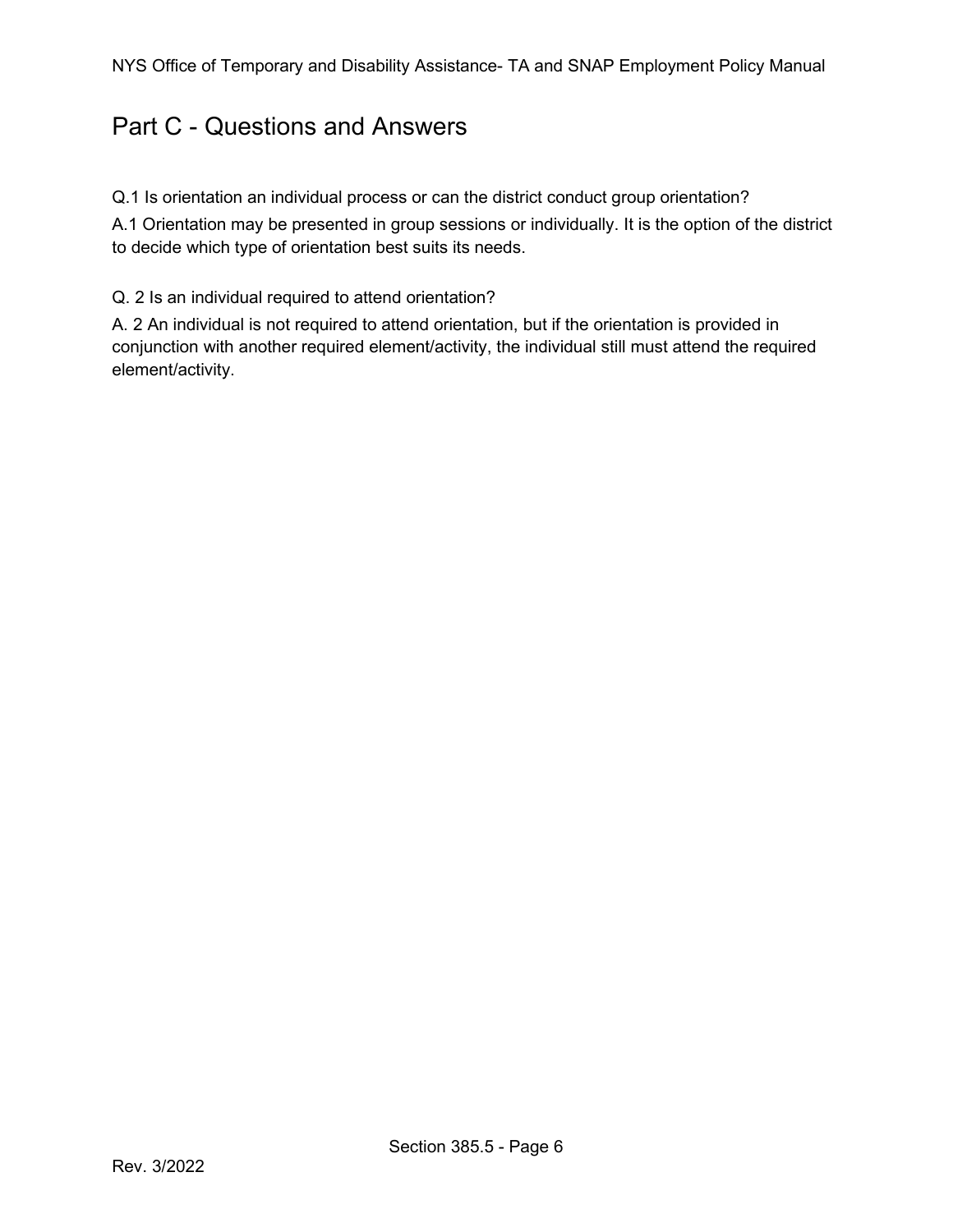## Part C - Questions and Answers

Q.1 Is orientation an individual process or can the district conduct group orientation?

A.1 Orientation may be presented in group sessions or individually. It is the option of the district to decide which type of orientation best suits its needs.

Q. 2 Is an individual required to attend orientation?

A. 2 An individual is not required to attend orientation, but if the orientation is provided in conjunction with another required element/activity, the individual still must attend the required element/activity.